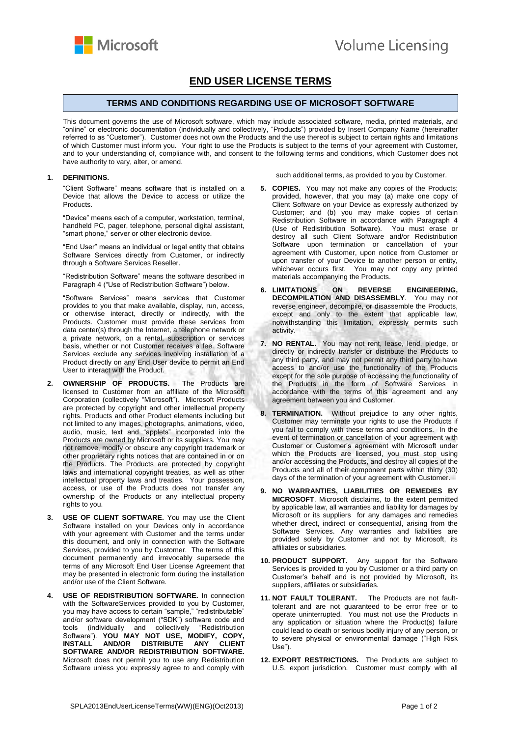# END USER LICENSE TERMS

## TERMS AND CONDITIONS REGARDING USE OF MICROSOFT SOFTWARE

This document governs the use of Microsoft software, which may include associated software, media, printed materials, and "online" or electronic documentation (individually and collectively, "Products") provided by Insert Company Name (hereinafter referred to as "Customer"). Customer does not own the Products and the use thereof is subject to certain rights and limitations of which Customer must inform you. Your right to use the Products is subject to the terms of your agreement with Customer**,** and to your understanding of, compliance with, and consent to the following terms and conditions, which Customer does not have authority to vary, alter, or amend.

**1. DEFINITIONS.**

"Client Software" means software that is installed on a Device that allows the Device to access or utilize the Products.

"Device" means each of a computer, workstation, terminal, handheld PC, pager, telephone, personal digital assistant, "smart phone," server or other electronic device.

"End User" means an individual or legal entity that obtains Software Services directly from Customer, or indirectly through a Software Services Reseller.

"Redistribution Software" means the software described in Paragraph 4 ("Use of Redistribution Software") below.

"Software Services" means services that Customer provides to you that make available, display, run, access, or otherwise interact, directly or indirectly, with the Products. Customer must provide these services from data center(s) through the Internet, a telephone network or a private network, on a rental, subscription or services basis, whether or not Customer receives a fee. Software Services exclude any services involving installation of a Product directly on any End User device to permit an End User to interact with the Product.

**2. OWNERSHIP OF PRODUCTS.** The Products are licensed to Customer from an affiliate of the Microsoft Corporation (collectively "Microsoft"). Microsoft Products are protected by copyright and other intellectual property rights. Products and other Product elements including but not limited to any images, photographs, animations, video, audio, music, text and "applets" incorporated into the Products are owned by Microsoft or its suppliers. You may not remove, modify or obscure any copyright trademark or other proprietary rights notices that are contained in or on the Products. The Products are protected by copyright laws and international copyright treaties, as well as other intellectual property laws and treaties. Your possession, access, or use of the Products does not transfer any ownership of the Products or any intellectual property rights to you.

**3. USE OF CLIENT SOFTWARE.** You may use the Client Software installed on your Devices only in accordance with your agreement with Customer and the terms under this document, and only in connection with the Software Services, provided to you by Customer. The terms of this document permanently and irrevocably supersede the terms of any Microsoft End User License Agreement that may be presented in electronic form during the installation and/or use of the Client Software.

**4. USE OF REDISTRIBUTION SOFTWARE.** In connection with the SoftwareServices provided to you by Customer, you may have access to certain "sample," "redistributable" and/or software development ("SDK") software code and tools (individually and collectively "Redistribution Software"). **YOU MAY NOT USE, MODIFY, COPY, INSTALL AND/OR DISTRIBUTE ANY CLIENT SOFTWARE AND/OR REDISTRIBUTION SOFTWARE.** Microsoft does not permit you to use any Redistribution Software unless you expressly agree to and comply with such additional terms, as provided to you by Customer.

**5. COPIES.** You may not make any copies of the Products; provided, however, that you may (a) make one copy of Client Software on your Device as expressly authorized by Customer; and (b) you may make copies of certain Redistribution Software in accordance with Paragraph 4 (Use of Redistribution Software). You must erase or destroy all such Client Software and/or Redistribution Software upon termination or cancellation of your agreement with Customer, upon notice from Customer or upon transfer of your Device to another person or entity, whichever occurs first. You may not copy any printed materials accompanying the Products.

**6. LIMITATIONS ON REVERSE ENGINEERING, DECOMPILATION AND DISASSEMBLY.** You may not reverse engineer, decompile, or disassemble the Products, except and only to the extent that applicable law, notwithstanding this limitation, expressly permits such activity.

**7. NO RENTAL.** You may not rent, lease, lend, pledge, or directly or indirectly transfer or distribute the Products to any third party, and may not permit any third party to have access to and/or use the functionality of the Products except for the sole purpose of accessing the functionality of the Products in the form of Software Services in accordance with the terms of this agreement and any agreement between you and Customer.

**8. TERMINATION.** Without prejudice to any other rights, Customer may terminate your rights to use the Products if you fail to comply with these terms and conditions. In the event of termination or cancellation of your agreement with Customer or Customer's agreement with Microsoft under which the Products are licensed, you must stop using and/or accessing the Products, and destroy all copies of the Products and all of their component parts within thirty (30) days of the termination of your agreement with Customer.

**9. NO WARRANTIES, LIABILITIES OR REMEDIES BY MICROSOFT**. Microsoft disclaims, to the extent permitted by applicable law, all warranties and liability for damages by Microsoft or its suppliers for any damages and remedies whether direct, indirect or consequential, arising from the Software Services. Any warranties and liabilities are provided solely by Customer and not by Microsoft, its affiliates or subsidiaries.

**10. PRODUCT SUPPORT.** Any support for the Software Services is provided to you by Customer or a third party on Customer's behalf and is not provided by Microsoft, its suppliers, affiliates or subsidiaries.

**11. NOT FAULT TOLERANT.** The Products are not fault-tolerant and are not guaranteed to be error free or to operate uninterrupted. You must not use the Products in any application or situation where the Product(s) failure could lead to death or serious bodily injury of any person, or to severe physical or environmental damage ("High Risk Use").

**12. EXPORT RESTRICTIONS.** The Products are subject to U.S. export jurisdiction. Customer must comply with all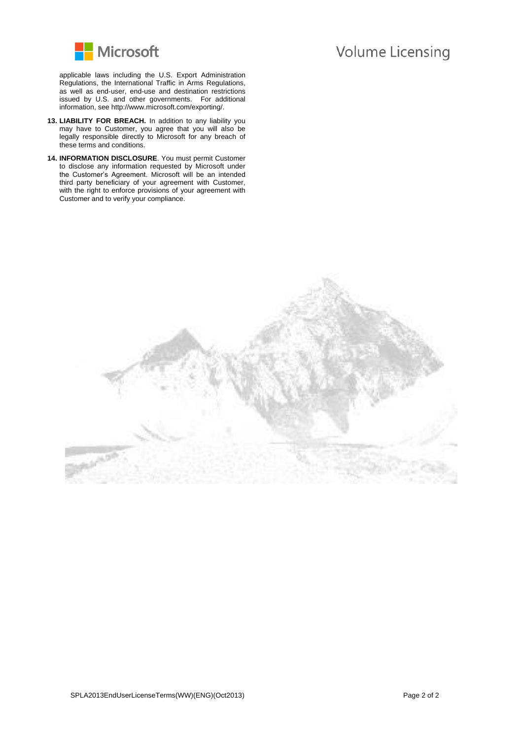applicable laws including the U.S. Export Administration Regulations, the International Traffic in Arms Regulations, as well as end-user, end-use and destination restrictions issued by U.S. and other governments. For additional information, see http://www.microsoft.com/exporting/.

13. **LIABILITY FOR BREACH.** In addition to any liability you may have to Customer, you agree that you will also be legally responsible directly to Microsoft for any breach of these terms and conditions.

14. **INFORMATION DISCLOSURE**. You must permit Customer to disclose any information requested by Microsoft under the Customer's Agreement. Microsoft will be an intended third party beneficiary of your agreement with Customer, with the right to enforce provisions of your agreement with Customer and to verify your compliance.